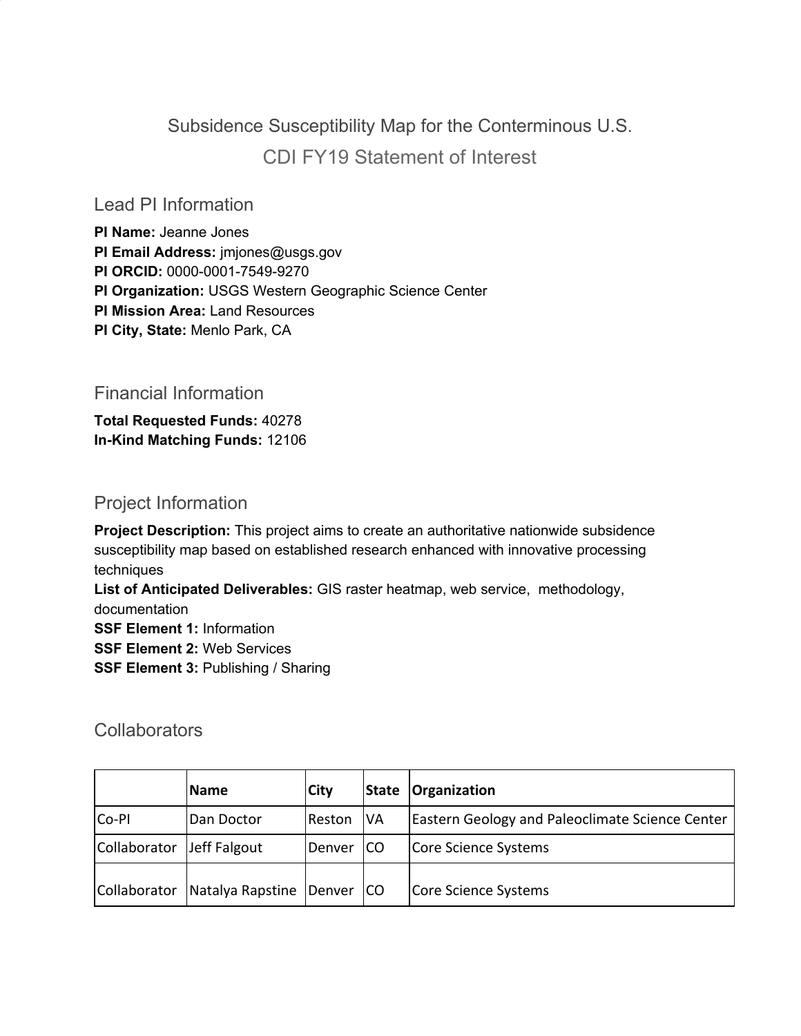# Subsidence Susceptibility Map for the Conterminous U.S.

## CDI FY19 Statement of Interest

### Lead PI Information

**PI Name:** Jeanne Jones
**PI Email Address:** jmjones@usgs.gov
**PI ORCID:** 0000-0001-7549-9270
**PI Organization:** USGS Western Geographic Science Center
**PI Mission Area:** Land Resources
**PI City, State:** Menlo Park, CA

### Financial Information

**Total Requested Funds:** 40278
**In-Kind Matching Funds:** 12106

### Project Information

**Project Description:** This project aims to create an authoritative nationwide subsidence susceptibility map based on established research enhanced with innovative processing techniques
**List of Anticipated Deliverables:** GIS raster heatmap, web service, methodology, documentation
**SSF Element 1:** Information
**SSF Element 2:** Web Services
**SSF Element 3:** Publishing / Sharing

### Collaborators

| | Name | City | State | Organization |
|---|---|---|---|---|
| Co-PI | Dan Doctor | Reston | VA | Eastern Geology and Paleoclimate Science Center |
| Collaborator | Jeff Falgout | Denver | CO | Core Science Systems |
| Collaborator | Natalya Rapstine | Denver | CO | Core Science Systems |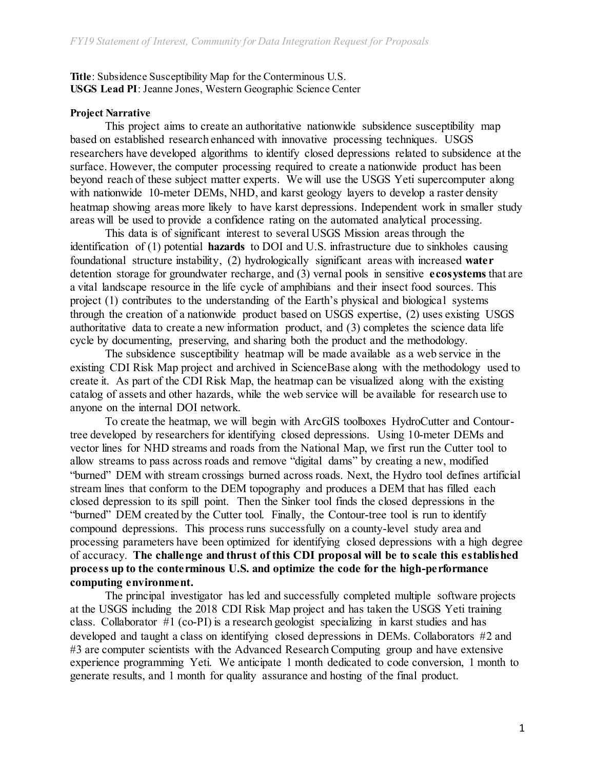**Title**: Subsidence Susceptibility Map for the Conterminous U.S.
**USGS Lead PI**: Jeanne Jones, Western Geographic Science Center

**Project Narrative**

This project aims to create an authoritative nationwide subsidence susceptibility map based on established research enhanced with innovative processing techniques. USGS researchers have developed algorithms to identify closed depressions related to subsidence at the surface. However, the computer processing required to create a nationwide product has been beyond reach of these subject matter experts. We will use the USGS Yeti supercomputer along with nationwide 10-meter DEMs, NHD, and karst geology layers to develop a raster density heatmap showing areas more likely to have karst depressions. Independent work in smaller study areas will be used to provide a confidence rating on the automated analytical processing.

This data is of significant interest to several USGS Mission areas through the identification of (1) potential **hazards** to DOI and U.S. infrastructure due to sinkholes causing foundational structure instability, (2) hydrologically significant areas with increased **water** detention storage for groundwater recharge, and (3) vernal pools in sensitive **ecosystems** that are a vital landscape resource in the life cycle of amphibians and their insect food sources. This project (1) contributes to the understanding of the Earth's physical and biological systems through the creation of a nationwide product based on USGS expertise, (2) uses existing USGS authoritative data to create a new information product, and (3) completes the science data life cycle by documenting, preserving, and sharing both the product and the methodology.

The subsidence susceptibility heatmap will be made available as a web service in the existing CDI Risk Map project and archived in ScienceBase along with the methodology used to create it. As part of the CDI Risk Map, the heatmap can be visualized along with the existing catalog of assets and other hazards, while the web service will be available for research use to anyone on the internal DOI network.

To create the heatmap, we will begin with ArcGIS toolboxes HydroCutter and Contour-tree developed by researchers for identifying closed depressions. Using 10-meter DEMs and vector lines for NHD streams and roads from the National Map, we first run the Cutter tool to allow streams to pass across roads and remove "digital dams" by creating a new, modified "burned" DEM with stream crossings burned across roads. Next, the Hydro tool defines artificial stream lines that conform to the DEM topography and produces a DEM that has filled each closed depression to its spill point. Then the Sinker tool finds the closed depressions in the "burned" DEM created by the Cutter tool. Finally, the Contour-tree tool is run to identify compound depressions. This process runs successfully on a county-level study area and processing parameters have been optimized for identifying closed depressions with a high degree of accuracy. **The challenge and thrust of this CDI proposal will be to scale this established process up to the conterminous U.S. and optimize the code for the high-performance computing environment.**

The principal investigator has led and successfully completed multiple software projects at the USGS including the 2018 CDI Risk Map project and has taken the USGS Yeti training class. Collaborator #1 (co-PI) is a research geologist specializing in karst studies and has developed and taught a class on identifying closed depressions in DEMs. Collaborators #2 and #3 are computer scientists with the Advanced Research Computing group and have extensive experience programming Yeti. We anticipate 1 month dedicated to code conversion, 1 month to generate results, and 1 month for quality assurance and hosting of the final product.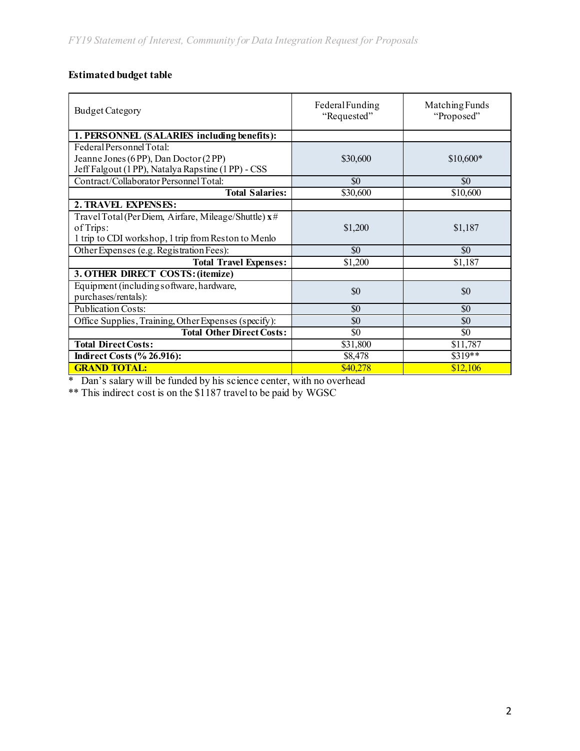**Estimated budget table**

| Budget Category | Federal Funding "Requested" | Matching Funds "Proposed" |
|---|---|---|
| **1. PERSONNEL (SALARIES including benefits):** | | |
| Federal Personnel Total: Jeanne Jones (6 PP), Dan Doctor (2 PP) Jeff Falgout (1 PP), Natalya Rapstine (1 PP) - CSS | $30,600 | $10,600* |
| Contract/Collaborator Personnel Total: | $0 | $0 |
| **Total Salaries:** | $30,600 | $10,600 |
| **2. TRAVEL EXPENSES:** | | |
| Travel Total (Per Diem, Airfare, Mileage/Shuttle) **x** # of Trips: 1 trip to CDI workshop, 1 trip from Reston to Menlo | $1,200 | $1,187 |
| Other Expenses (e.g. Registration Fees): | $0 | $0 |
| **Total Travel Expenses:** | $1,200 | $1,187 |
| **3. OTHER DIRECT COSTS: (itemize)** | | |
| Equipment (including software, hardware, purchases/rentals): | $0 | $0 |
| Publication Costs: | $0 | $0 |
| Office Supplies, Training, Other Expenses (specify): | $0 | $0 |
| **Total Other Direct Costs:** | $0 | $0 |
| **Total Direct Costs:** | $31,800 | $11,787 |
| **Indirect Costs (% 26.916):** | $8,478 | $319** |
| **GRAND TOTAL:** | $40,278 | $12,106 |

\* Dan's salary will be funded by his science center, with no overhead

\*\* This indirect cost is on the $1187 travel to be paid by WGSC